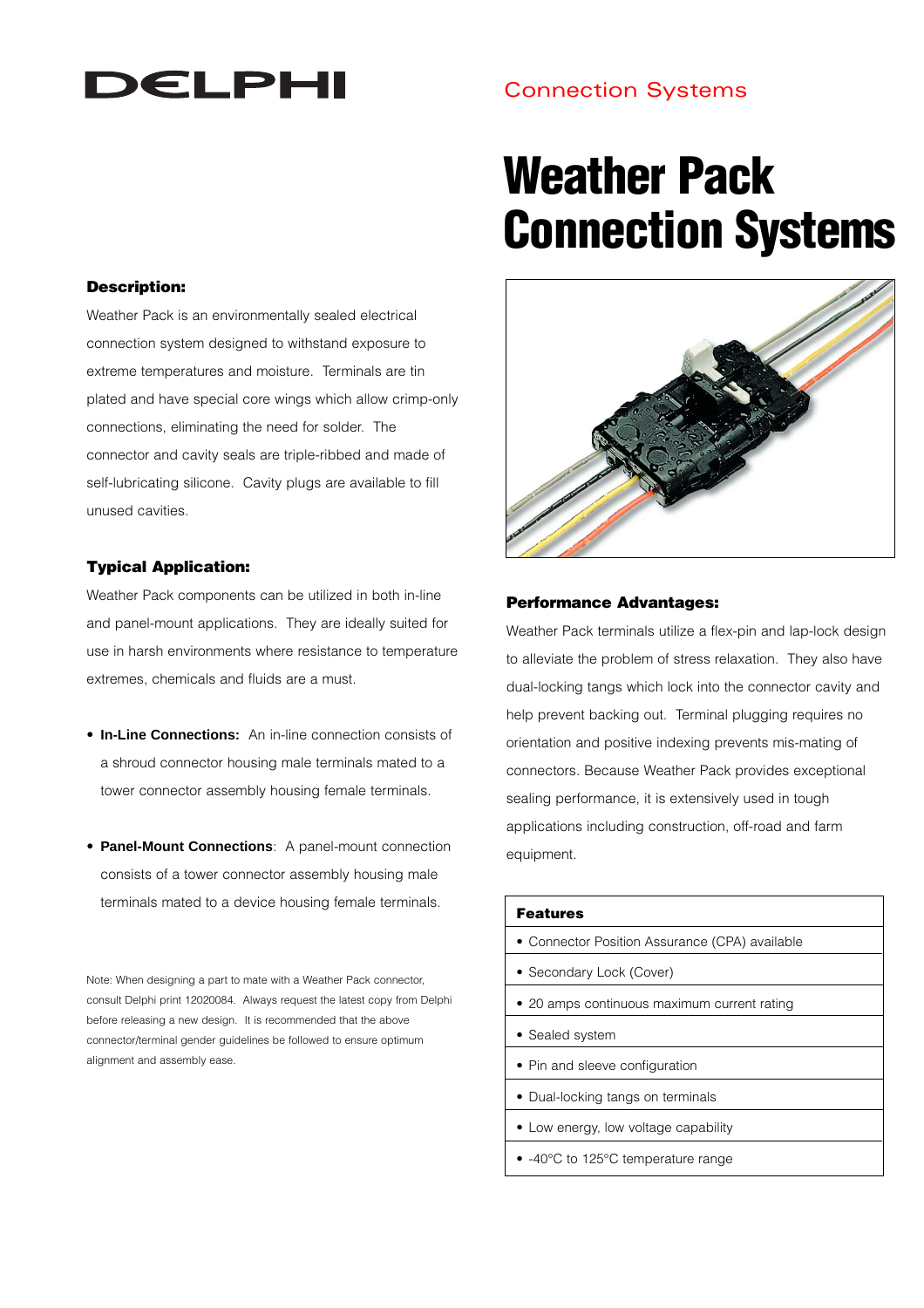DELPHI

Connection Systems

# Weather Pack Connection Systems

### Description:

Weather Pack is an environmentally sealed electrical connection system designed to withstand exposure to extreme temperatures and moisture. Terminals are tin plated and have special core wings which allow crimp-only connections, eliminating the need for solder. The connector and cavity seals are triple-ribbed and made of self-lubricating silicone. Cavity plugs are available to fill unused cavities.

### Typical Application:

Weather Pack components can be utilized in both in-line and panel-mount applications. They are ideally suited for use in harsh environments where resistance to temperature extremes, chemicals and fluids are a must.

- **In-Line Connections:** An in-line connection consists of a shroud connector housing male terminals mated to a tower connector assembly housing female terminals.
- **Panel-Mount Connections**: A panel-mount connection consists of a tower connector assembly housing male terminals mated to a device housing female terminals.

Note: When designing a part to mate with a Weather Pack connector, consult Delphi print 12020084. Always request the latest copy from Delphi before releasing a new design. It is recommended that the above connector/terminal gender guidelines be followed to ensure optimum alignment and assembly ease.

### Performance Advantages:

Weather Pack terminals utilize a flex-pin and lap-lock design to alleviate the problem of stress relaxation. They also have dual-locking tangs which lock into the connector cavity and help prevent backing out. Terminal plugging requires no orientation and positive indexing prevents mis-mating of connectors. Because Weather Pack provides exceptional sealing performance, it is extensively used in tough applications including construction, off-road and farm equipment.

| Features |
| --- |
| • Connector Position Assurance (CPA) available |
| • Secondary Lock (Cover) |
| • 20 amps continuous maximum current rating |
| • Sealed system |
| • Pin and sleeve configuration |
| • Dual-locking tangs on terminals |
| • Low energy, low voltage capability |
| • -40°C to 125°C temperature range |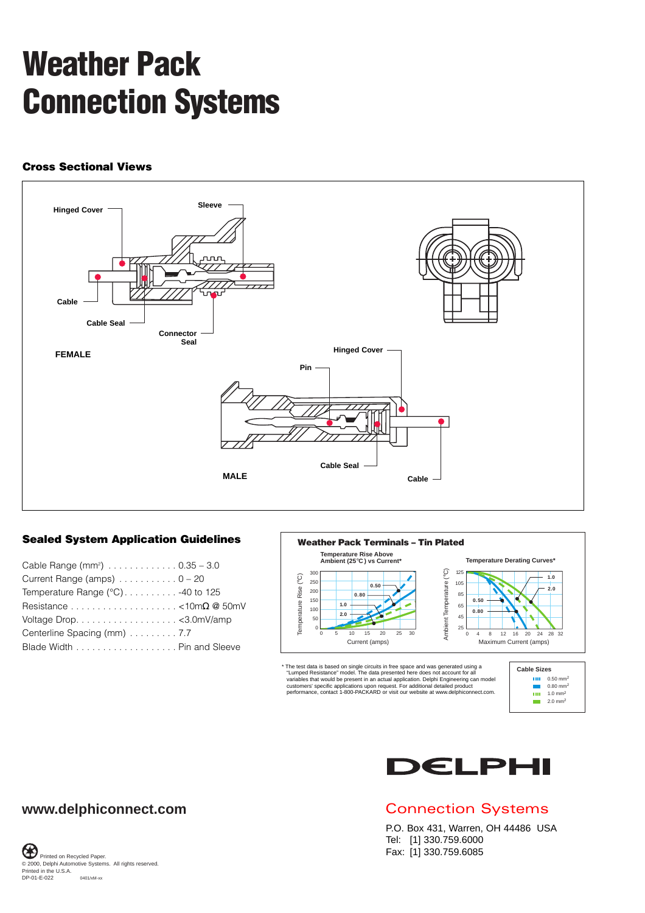# Weather Pack Connection Systems

### Cross Sectional Views

Hinged Cover

Sleeve

Cable

Cable Seal

Connector Seal

FEMALE

Hinged Cover

Pin

Cable Seal

Cable

MALE

### Sealed System Application Guidelines

| | |
|---|---|
| Cable Range (mm²) | 0.35 – 3.0 |
| Current Range (amps) | 0 – 20 |
| Temperature Range (°C) | -40 to 125 |
| Resistance | <10mΩ @ 50mV |
| Voltage Drop | <3.0mV/amp |
| Centerline Spacing (mm) | 7.7 |
| Blade Width | Pin and Sleeve |

### Weather Pack Terminals – Tin Plated

Temperature Rise Above Ambient (25°C) vs Current*

Temperature Rise (°C)

300
250
200
150
100
50
0

0 5 10 15 20 25 30

Current (amps)

0.50
0.80
1.0
2.0

Temperature Derating Curves*

Ambient Temperature (°C)

125
105
85
65
45
25

0 4 8 12 16 20 24 28 32

Maximum Current (amps)

1.0
2.0
0.50
0.80

\* The test data is based on single circuits in free space and was generated using a "Lumped Resistance" model. The data presented here does not account for all variables that would be present in an actual application. Delphi Engineering can model customers' specific applications upon request. For additional detailed product performance, contact 1-800-PACKARD or visit our website at www.delphiconnect.com.

**Cable Sizes**

- 0.50 mm²
- 0.80 mm²
- 1.0 mm²
- 2.0 mm²

DELPHI

Connection Systems

P.O. Box 431, Warren, OH 44486 USA
Tel: [1] 330.759.6000
Fax: [1] 330.759.6085

**www.delphiconnect.com**

Printed on Recycled Paper.
© 2000, Delphi Automotive Systems. All rights reserved.
Printed in the U.S.A.
DP-01-E-022 0401/xM-xx